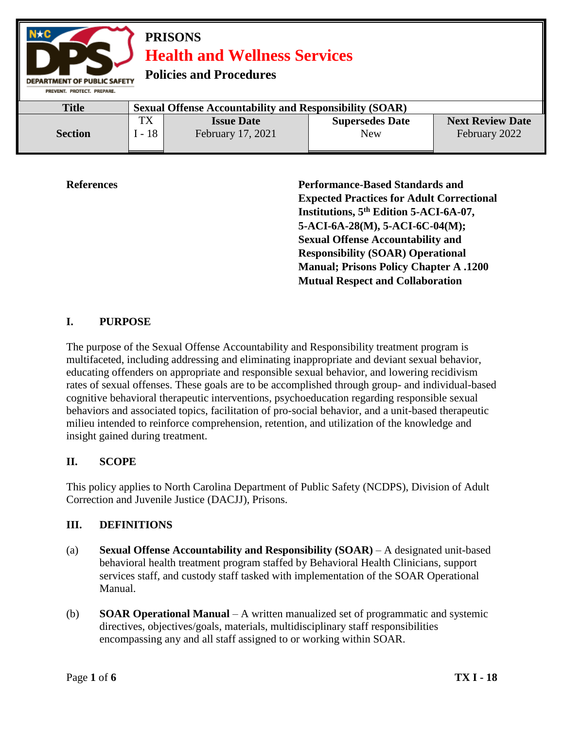**PRISONS**

**Health and Wellness Services**

**Policies and Procedures**

| **Title** | **Sexual Offense Accountability and Responsibility (SOAR)** | | | |
|---|---|---|---|---|
| **Section** | TX I - 18 | **Issue Date** February 17, 2021 | **Supersedes Date** New | **Next Review Date** February 2022 |

**References** — **Performance-Based Standards and Expected Practices for Adult Correctional Institutions, 5th Edition 5-ACI-6A-07, 5-ACI-6A-28(M), 5-ACI-6C-04(M); Sexual Offense Accountability and Responsibility (SOAR) Operational Manual; Prisons Policy Chapter A .1200 Mutual Respect and Collaboration**

## I. PURPOSE

The purpose of the Sexual Offense Accountability and Responsibility treatment program is multifaceted, including addressing and eliminating inappropriate and deviant sexual behavior, educating offenders on appropriate and responsible sexual behavior, and lowering recidivism rates of sexual offenses. These goals are to be accomplished through group- and individual-based cognitive behavioral therapeutic interventions, psychoeducation regarding responsible sexual behaviors and associated topics, facilitation of pro-social behavior, and a unit-based therapeutic milieu intended to reinforce comprehension, retention, and utilization of the knowledge and insight gained during treatment.

## II. SCOPE

This policy applies to North Carolina Department of Public Safety (NCDPS), Division of Adult Correction and Juvenile Justice (DACJJ), Prisons.

## III. DEFINITIONS

(a) **Sexual Offense Accountability and Responsibility (SOAR)** – A designated unit-based behavioral health treatment program staffed by Behavioral Health Clinicians, support services staff, and custody staff tasked with implementation of the SOAR Operational Manual.

(b) **SOAR Operational Manual** – A written manualized set of programmatic and systemic directives, objectives/goals, materials, multidisciplinary staff responsibilities encompassing any and all staff assigned to or working within SOAR.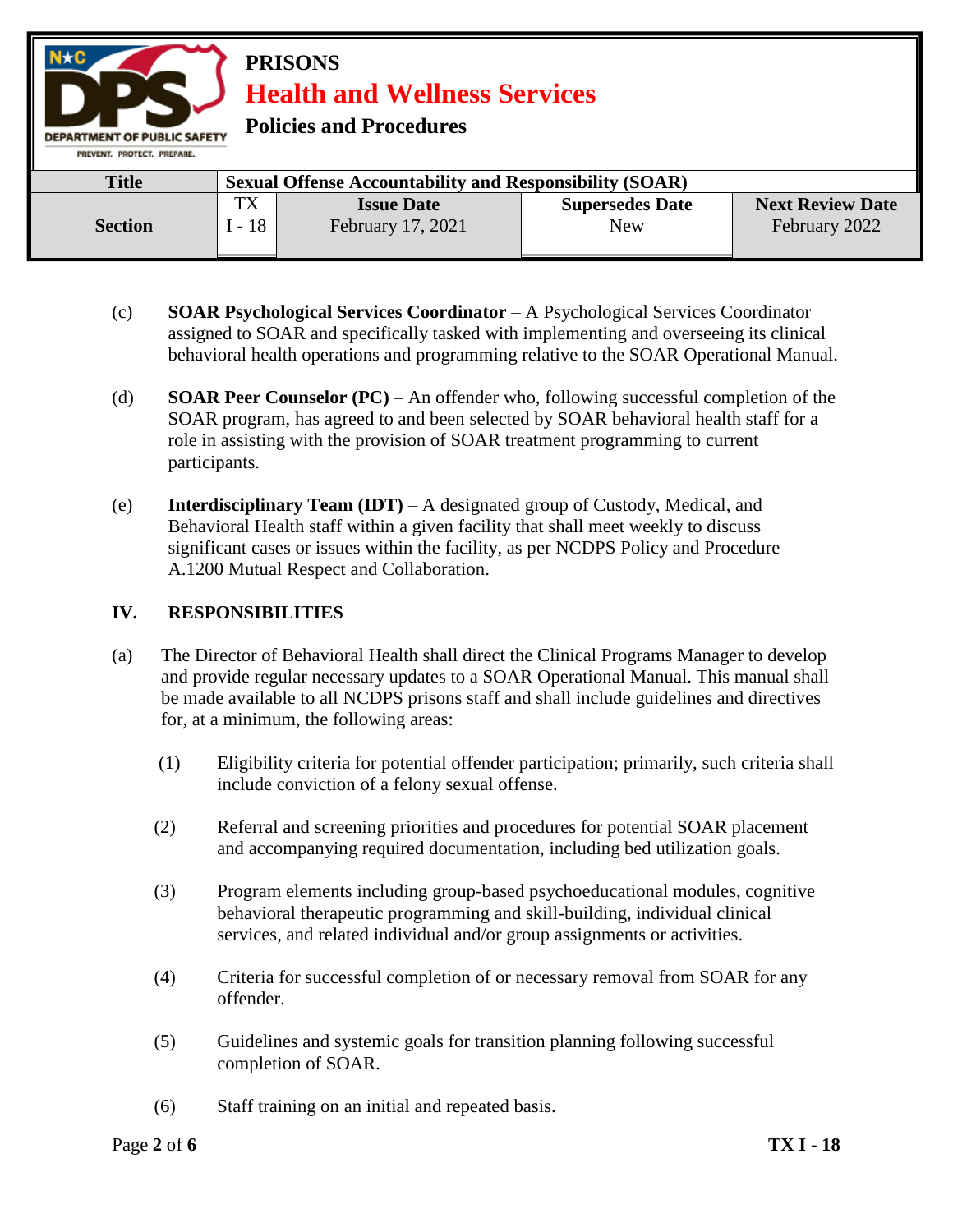(c) **SOAR Psychological Services Coordinator** – A Psychological Services Coordinator assigned to SOAR and specifically tasked with implementing and overseeing its clinical behavioral health operations and programming relative to the SOAR Operational Manual.

(d) **SOAR Peer Counselor (PC)** – An offender who, following successful completion of the SOAR program, has agreed to and been selected by SOAR behavioral health staff for a role in assisting with the provision of SOAR treatment programming to current participants.

(e) **Interdisciplinary Team (IDT)** – A designated group of Custody, Medical, and Behavioral Health staff within a given facility that shall meet weekly to discuss significant cases or issues within the facility, as per NCDPS Policy and Procedure A.1200 Mutual Respect and Collaboration.

## IV. RESPONSIBILITIES

(a) The Director of Behavioral Health shall direct the Clinical Programs Manager to develop and provide regular necessary updates to a SOAR Operational Manual. This manual shall be made available to all NCDPS prisons staff and shall include guidelines and directives for, at a minimum, the following areas:

(1) Eligibility criteria for potential offender participation; primarily, such criteria shall include conviction of a felony sexual offense.

(2) Referral and screening priorities and procedures for potential SOAR placement and accompanying required documentation, including bed utilization goals.

(3) Program elements including group-based psychoeducational modules, cognitive behavioral therapeutic programming and skill-building, individual clinical services, and related individual and/or group assignments or activities.

(4) Criteria for successful completion of or necessary removal from SOAR for any offender.

(5) Guidelines and systemic goals for transition planning following successful completion of SOAR.

(6) Staff training on an initial and repeated basis.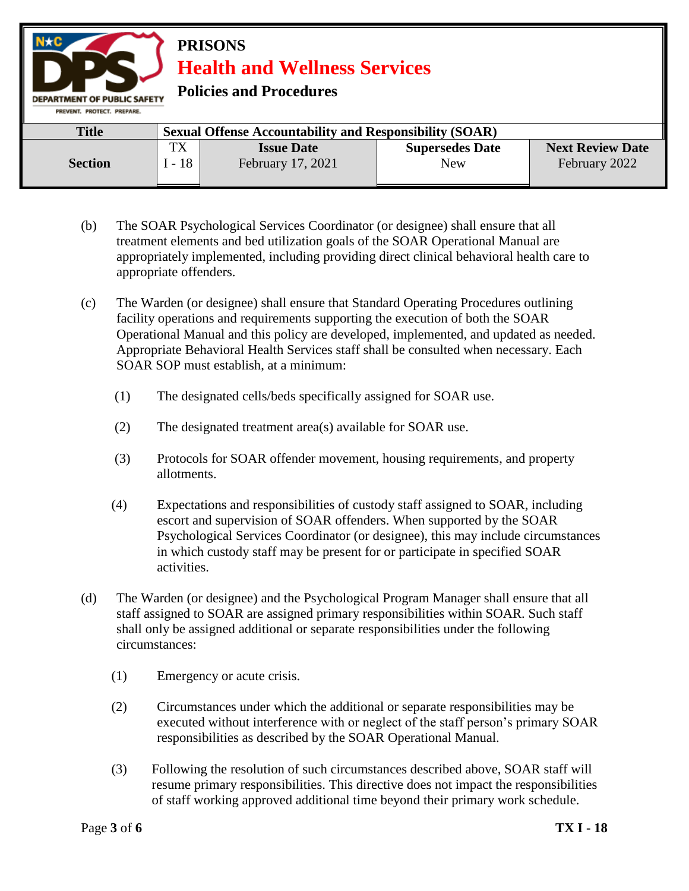(b) The SOAR Psychological Services Coordinator (or designee) shall ensure that all treatment elements and bed utilization goals of the SOAR Operational Manual are appropriately implemented, including providing direct clinical behavioral health care to appropriate offenders.

(c) The Warden (or designee) shall ensure that Standard Operating Procedures outlining facility operations and requirements supporting the execution of both the SOAR Operational Manual and this policy are developed, implemented, and updated as needed. Appropriate Behavioral Health Services staff shall be consulted when necessary. Each SOAR SOP must establish, at a minimum:

   (1) The designated cells/beds specifically assigned for SOAR use.

   (2) The designated treatment area(s) available for SOAR use.

   (3) Protocols for SOAR offender movement, housing requirements, and property allotments.

   (4) Expectations and responsibilities of custody staff assigned to SOAR, including escort and supervision of SOAR offenders. When supported by the SOAR Psychological Services Coordinator (or designee), this may include circumstances in which custody staff may be present for or participate in specified SOAR activities.

(d) The Warden (or designee) and the Psychological Program Manager shall ensure that all staff assigned to SOAR are assigned primary responsibilities within SOAR. Such staff shall only be assigned additional or separate responsibilities under the following circumstances:

   (1) Emergency or acute crisis.

   (2) Circumstances under which the additional or separate responsibilities may be executed without interference with or neglect of the staff person's primary SOAR responsibilities as described by the SOAR Operational Manual.

   (3) Following the resolution of such circumstances described above, SOAR staff will resume primary responsibilities. This directive does not impact the responsibilities of staff working approved additional time beyond their primary work schedule.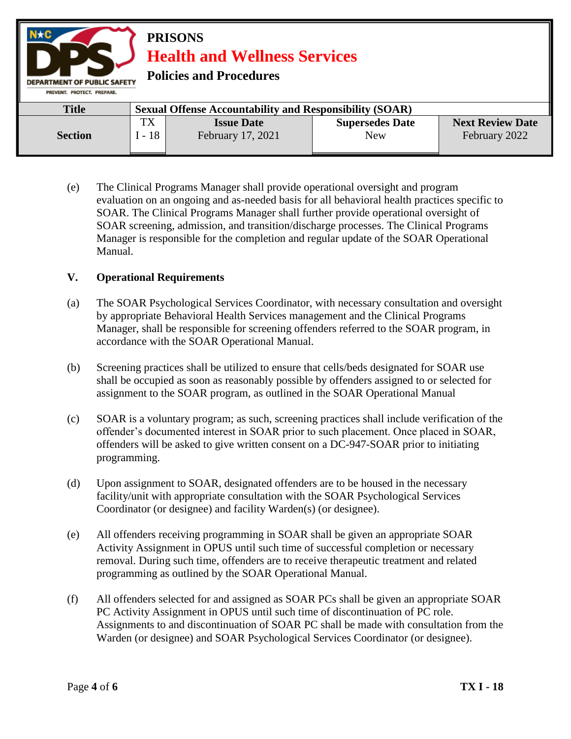(e) The Clinical Programs Manager shall provide operational oversight and program evaluation on an ongoing and as-needed basis for all behavioral health practices specific to SOAR. The Clinical Programs Manager shall further provide operational oversight of SOAR screening, admission, and transition/discharge processes. The Clinical Programs Manager is responsible for the completion and regular update of the SOAR Operational Manual.

## V. Operational Requirements

(a) The SOAR Psychological Services Coordinator, with necessary consultation and oversight by appropriate Behavioral Health Services management and the Clinical Programs Manager, shall be responsible for screening offenders referred to the SOAR program, in accordance with the SOAR Operational Manual.

(b) Screening practices shall be utilized to ensure that cells/beds designated for SOAR use shall be occupied as soon as reasonably possible by offenders assigned to or selected for assignment to the SOAR program, as outlined in the SOAR Operational Manual

(c) SOAR is a voluntary program; as such, screening practices shall include verification of the offender's documented interest in SOAR prior to such placement. Once placed in SOAR, offenders will be asked to give written consent on a DC-947-SOAR prior to initiating programming.

(d) Upon assignment to SOAR, designated offenders are to be housed in the necessary facility/unit with appropriate consultation with the SOAR Psychological Services Coordinator (or designee) and facility Warden(s) (or designee).

(e) All offenders receiving programming in SOAR shall be given an appropriate SOAR Activity Assignment in OPUS until such time of successful completion or necessary removal. During such time, offenders are to receive therapeutic treatment and related programming as outlined by the SOAR Operational Manual.

(f) All offenders selected for and assigned as SOAR PCs shall be given an appropriate SOAR PC Activity Assignment in OPUS until such time of discontinuation of PC role. Assignments to and discontinuation of SOAR PC shall be made with consultation from the Warden (or designee) and SOAR Psychological Services Coordinator (or designee).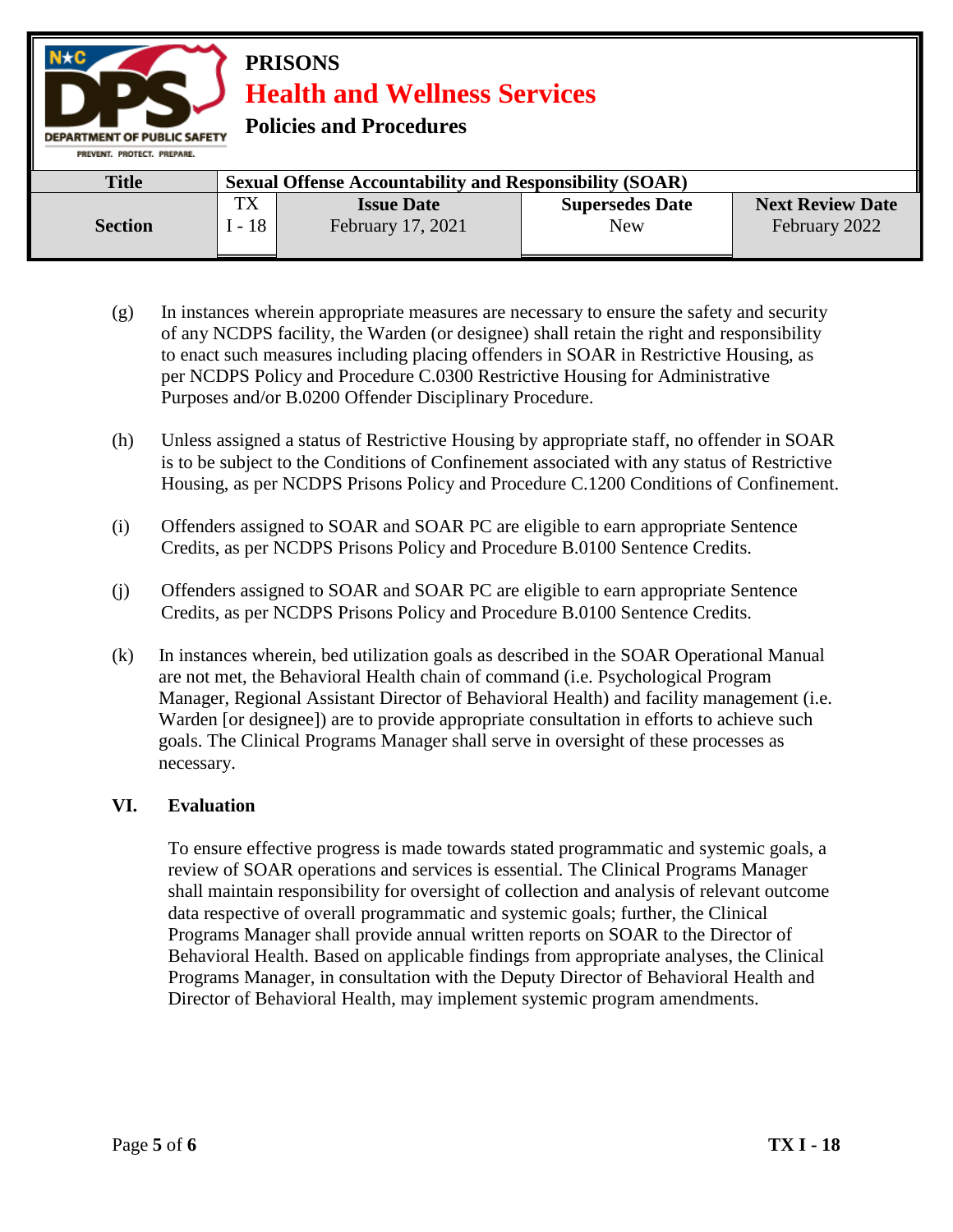(g) In instances wherein appropriate measures are necessary to ensure the safety and security of any NCDPS facility, the Warden (or designee) shall retain the right and responsibility to enact such measures including placing offenders in SOAR in Restrictive Housing, as per NCDPS Policy and Procedure C.0300 Restrictive Housing for Administrative Purposes and/or B.0200 Offender Disciplinary Procedure.

(h) Unless assigned a status of Restrictive Housing by appropriate staff, no offender in SOAR is to be subject to the Conditions of Confinement associated with any status of Restrictive Housing, as per NCDPS Prisons Policy and Procedure C.1200 Conditions of Confinement.

(i) Offenders assigned to SOAR and SOAR PC are eligible to earn appropriate Sentence Credits, as per NCDPS Prisons Policy and Procedure B.0100 Sentence Credits.

(j) Offenders assigned to SOAR and SOAR PC are eligible to earn appropriate Sentence Credits, as per NCDPS Prisons Policy and Procedure B.0100 Sentence Credits.

(k) In instances wherein, bed utilization goals as described in the SOAR Operational Manual are not met, the Behavioral Health chain of command (i.e. Psychological Program Manager, Regional Assistant Director of Behavioral Health) and facility management (i.e. Warden [or designee]) are to provide appropriate consultation in efforts to achieve such goals. The Clinical Programs Manager shall serve in oversight of these processes as necessary.

## VI. Evaluation

To ensure effective progress is made towards stated programmatic and systemic goals, a review of SOAR operations and services is essential. The Clinical Programs Manager shall maintain responsibility for oversight of collection and analysis of relevant outcome data respective of overall programmatic and systemic goals; further, the Clinical Programs Manager shall provide annual written reports on SOAR to the Director of Behavioral Health. Based on applicable findings from appropriate analyses, the Clinical Programs Manager, in consultation with the Deputy Director of Behavioral Health and Director of Behavioral Health, may implement systemic program amendments.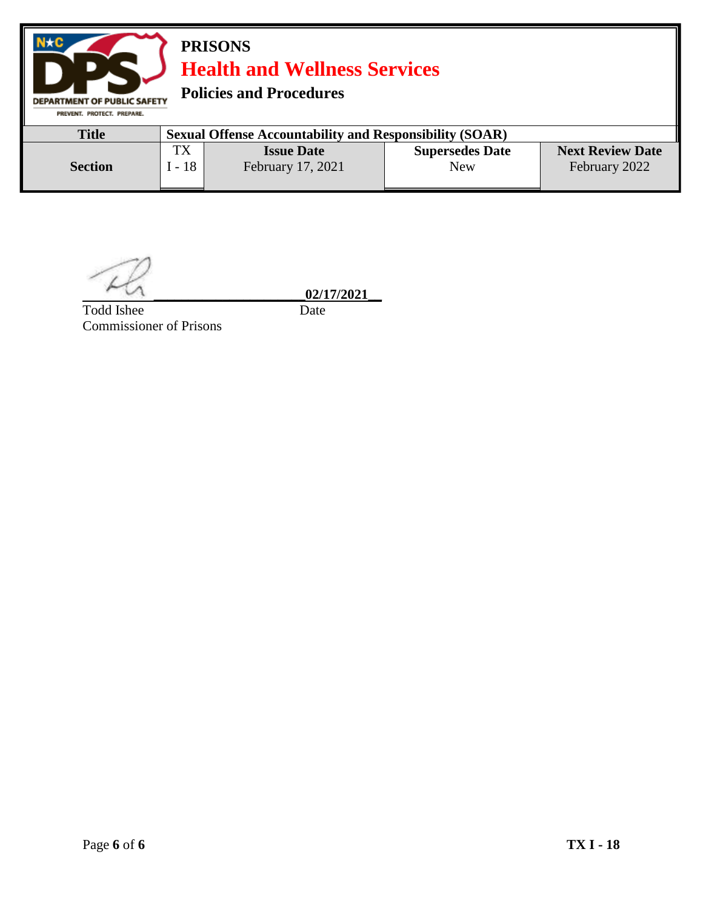**PRISONS**

**Health and Wellness Services**

**Policies and Procedures**

| Title | Sexual Offense Accountability and Responsibility (SOAR) | | | |
|---|---|---|---|---|
| **Section** | TX I - 18 | **Issue Date** February 17, 2021 | **Supersedes Date** New | **Next Review Date** February 2022 |

______________________ **02/17/2021**

Todd Ishee  Date

Commissioner of Prisons